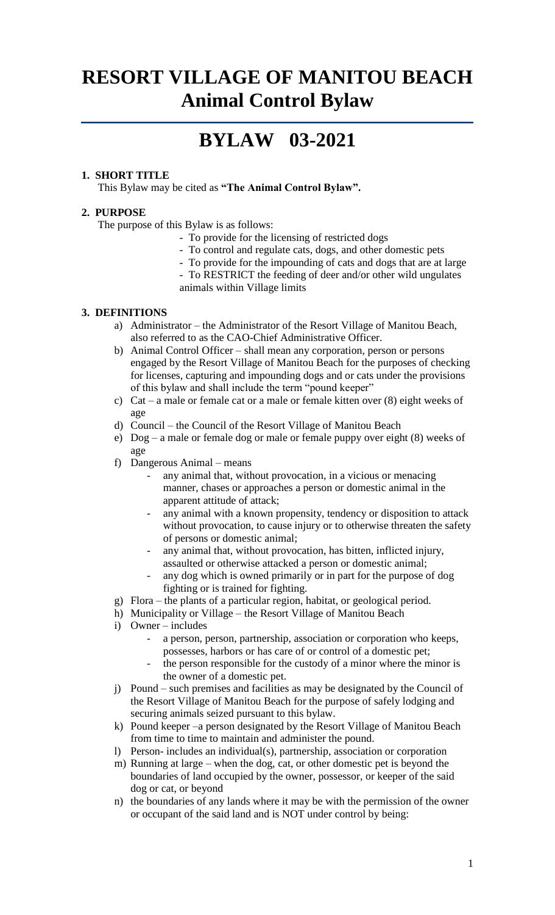# RESORT VILLAGE OF MANITOU BEACH
# Animal Control Bylaw

# BYLAW 03-2021

### 1. SHORT TITLE

This Bylaw may be cited as **"The Animal Control Bylaw".**

### 2. PURPOSE

The purpose of this Bylaw is as follows:

- To provide for the licensing of restricted dogs
- To control and regulate cats, dogs, and other domestic pets
- To provide for the impounding of cats and dogs that are at large
- To RESTRICT the feeding of deer and/or other wild ungulates animals within Village limits

### 3. DEFINITIONS

a) Administrator – the Administrator of the Resort Village of Manitou Beach, also referred to as the CAO-Chief Administrative Officer.

b) Animal Control Officer – shall mean any corporation, person or persons engaged by the Resort Village of Manitou Beach for the purposes of checking for licenses, capturing and impounding dogs and or cats under the provisions of this bylaw and shall include the term "pound keeper"

c) Cat – a male or female cat or a male or female kitten over (8) eight weeks of age

d) Council – the Council of the Resort Village of Manitou Beach

e) Dog – a male or female dog or male or female puppy over eight (8) weeks of age

f) Dangerous Animal – means
   - any animal that, without provocation, in a vicious or menacing manner, chases or approaches a person or domestic animal in the apparent attitude of attack;
   - any animal with a known propensity, tendency or disposition to attack without provocation, to cause injury or to otherwise threaten the safety of persons or domestic animal;
   - any animal that, without provocation, has bitten, inflicted injury, assaulted or otherwise attacked a person or domestic animal;
   - any dog which is owned primarily or in part for the purpose of dog fighting or is trained for fighting.

g) Flora – the plants of a particular region, habitat, or geological period.

h) Municipality or Village – the Resort Village of Manitou Beach

i) Owner – includes
   - a person, person, partnership, association or corporation who keeps, possesses, harbors or has care of or control of a domestic pet;
   - the person responsible for the custody of a minor where the minor is the owner of a domestic pet.

j) Pound – such premises and facilities as may be designated by the Council of the Resort Village of Manitou Beach for the purpose of safely lodging and securing animals seized pursuant to this bylaw.

k) Pound keeper –a person designated by the Resort Village of Manitou Beach from time to time to maintain and administer the pound.

l) Person- includes an individual(s), partnership, association or corporation

m) Running at large – when the dog, cat, or other domestic pet is beyond the boundaries of land occupied by the owner, possessor, or keeper of the said dog or cat, or beyond

n) the boundaries of any lands where it may be with the permission of the owner or occupant of the said land and is NOT under control by being: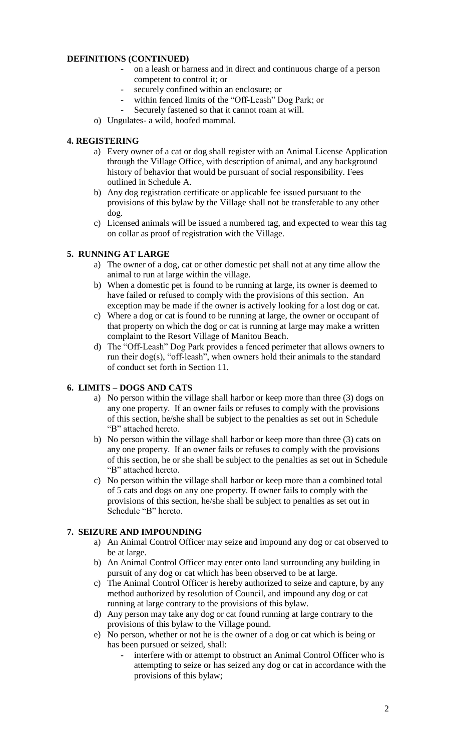**DEFINITIONS (CONTINUED)**

- on a leash or harness and in direct and continuous charge of a person competent to control it; or
- securely confined within an enclosure; or
- within fenced limits of the "Off-Leash" Dog Park; or
- Securely fastened so that it cannot roam at will.

o) Ungulates- a wild, hoofed mammal.

## 4. REGISTERING

a) Every owner of a cat or dog shall register with an Animal License Application through the Village Office, with description of animal, and any background history of behavior that would be pursuant of social responsibility. Fees outlined in Schedule A.

b) Any dog registration certificate or applicable fee issued pursuant to the provisions of this bylaw by the Village shall not be transferable to any other dog.

c) Licensed animals will be issued a numbered tag, and expected to wear this tag on collar as proof of registration with the Village.

## 5. RUNNING AT LARGE

a) The owner of a dog, cat or other domestic pet shall not at any time allow the animal to run at large within the village.

b) When a domestic pet is found to be running at large, its owner is deemed to have failed or refused to comply with the provisions of this section. An exception may be made if the owner is actively looking for a lost dog or cat.

c) Where a dog or cat is found to be running at large, the owner or occupant of that property on which the dog or cat is running at large may make a written complaint to the Resort Village of Manitou Beach.

d) The "Off-Leash" Dog Park provides a fenced perimeter that allows owners to run their dog(s), "off-leash", when owners hold their animals to the standard of conduct set forth in Section 11.

## 6. LIMITS – DOGS AND CATS

a) No person within the village shall harbor or keep more than three (3) dogs on any one property. If an owner fails or refuses to comply with the provisions of this section, he/she shall be subject to the penalties as set out in Schedule "B" attached hereto.

b) No person within the village shall harbor or keep more than three (3) cats on any one property. If an owner fails or refuses to comply with the provisions of this section, he or she shall be subject to the penalties as set out in Schedule "B" attached hereto.

c) No person within the village shall harbor or keep more than a combined total of 5 cats and dogs on any one property. If owner fails to comply with the provisions of this section, he/she shall be subject to penalties as set out in Schedule "B" hereto.

## 7. SEIZURE AND IMPOUNDING

a) An Animal Control Officer may seize and impound any dog or cat observed to be at large.

b) An Animal Control Officer may enter onto land surrounding any building in pursuit of any dog or cat which has been observed to be at large.

c) The Animal Control Officer is hereby authorized to seize and capture, by any method authorized by resolution of Council, and impound any dog or cat running at large contrary to the provisions of this bylaw.

d) Any person may take any dog or cat found running at large contrary to the provisions of this bylaw to the Village pound.

e) No person, whether or not he is the owner of a dog or cat which is being or has been pursued or seized, shall:

- interfere with or attempt to obstruct an Animal Control Officer who is attempting to seize or has seized any dog or cat in accordance with the provisions of this bylaw;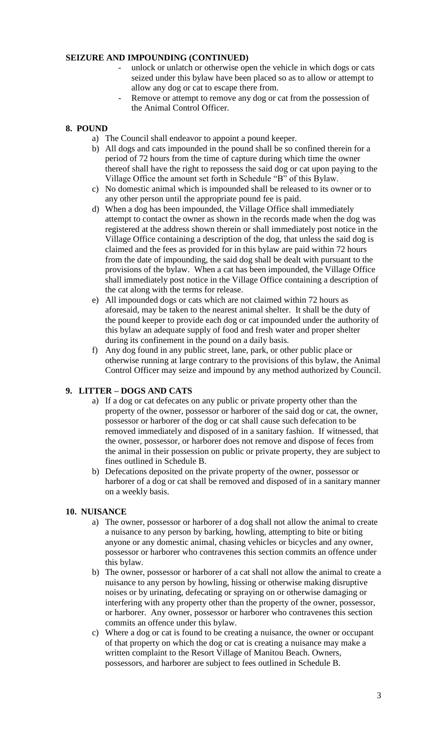**SEIZURE AND IMPOUNDING (CONTINUED)**

- unlock or unlatch or otherwise open the vehicle in which dogs or cats seized under this bylaw have been placed so as to allow or attempt to allow any dog or cat to escape there from.
- Remove or attempt to remove any dog or cat from the possession of the Animal Control Officer.

## 8. POUND

a) The Council shall endeavor to appoint a pound keeper.

b) All dogs and cats impounded in the pound shall be so confined therein for a period of 72 hours from the time of capture during which time the owner thereof shall have the right to repossess the said dog or cat upon paying to the Village Office the amount set forth in Schedule "B" of this Bylaw.

c) No domestic animal which is impounded shall be released to its owner or to any other person until the appropriate pound fee is paid.

d) When a dog has been impounded, the Village Office shall immediately attempt to contact the owner as shown in the records made when the dog was registered at the address shown therein or shall immediately post notice in the Village Office containing a description of the dog, that unless the said dog is claimed and the fees as provided for in this bylaw are paid within 72 hours from the date of impounding, the said dog shall be dealt with pursuant to the provisions of the bylaw. When a cat has been impounded, the Village Office shall immediately post notice in the Village Office containing a description of the cat along with the terms for release.

e) All impounded dogs or cats which are not claimed within 72 hours as aforesaid, may be taken to the nearest animal shelter. It shall be the duty of the pound keeper to provide each dog or cat impounded under the authority of this bylaw an adequate supply of food and fresh water and proper shelter during its confinement in the pound on a daily basis.

f) Any dog found in any public street, lane, park, or other public place or otherwise running at large contrary to the provisions of this bylaw, the Animal Control Officer may seize and impound by any method authorized by Council.

## 9. LITTER – DOGS AND CATS

a) If a dog or cat defecates on any public or private property other than the property of the owner, possessor or harborer of the said dog or cat, the owner, possessor or harborer of the dog or cat shall cause such defecation to be removed immediately and disposed of in a sanitary fashion. If witnessed, that the owner, possessor, or harborer does not remove and dispose of feces from the animal in their possession on public or private property, they are subject to fines outlined in Schedule B.

b) Defecations deposited on the private property of the owner, possessor or harborer of a dog or cat shall be removed and disposed of in a sanitary manner on a weekly basis.

## 10. NUISANCE

a) The owner, possessor or harborer of a dog shall not allow the animal to create a nuisance to any person by barking, howling, attempting to bite or biting anyone or any domestic animal, chasing vehicles or bicycles and any owner, possessor or harborer who contravenes this section commits an offence under this bylaw.

b) The owner, possessor or harborer of a cat shall not allow the animal to create a nuisance to any person by howling, hissing or otherwise making disruptive noises or by urinating, defecating or spraying on or otherwise damaging or interfering with any property other than the property of the owner, possessor, or harborer. Any owner, possessor or harborer who contravenes this section commits an offence under this bylaw.

c) Where a dog or cat is found to be creating a nuisance, the owner or occupant of that property on which the dog or cat is creating a nuisance may make a written complaint to the Resort Village of Manitou Beach. Owners, possessors, and harborer are subject to fees outlined in Schedule B.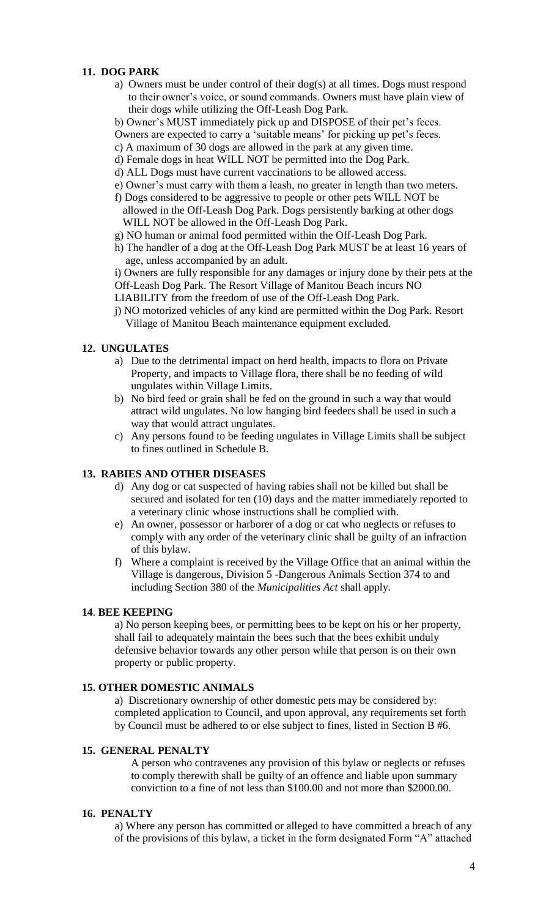**11. DOG PARK**

a) Owners must be under control of their dog(s) at all times. Dogs must respond to their owner's voice, or sound commands. Owners must have plain view of their dogs while utilizing the Off-Leash Dog Park.

b) Owner's MUST immediately pick up and DISPOSE of their pet's feces. Owners are expected to carry a 'suitable means' for picking up pet's feces.

c) A maximum of 30 dogs are allowed in the park at any given time.

d) Female dogs in heat WILL NOT be permitted into the Dog Park.

d) ALL Dogs must have current vaccinations to be allowed access.

e) Owner's must carry with them a leash, no greater in length than two meters.

f) Dogs considered to be aggressive to people or other pets WILL NOT be allowed in the Off-Leash Dog Park. Dogs persistently barking at other dogs WILL NOT be allowed in the Off-Leash Dog Park.

g) NO human or animal food permitted within the Off-Leash Dog Park.

h) The handler of a dog at the Off-Leash Dog Park MUST be at least 16 years of age, unless accompanied by an adult.

i) Owners are fully responsible for any damages or injury done by their pets at the Off-Leash Dog Park. The Resort Village of Manitou Beach incurs NO LIABILITY from the freedom of use of the Off-Leash Dog Park.

j) NO motorized vehicles of any kind are permitted within the Dog Park. Resort Village of Manitou Beach maintenance equipment excluded.

**12. UNGULATES**

a) Due to the detrimental impact on herd health, impacts to flora on Private Property, and impacts to Village flora, there shall be no feeding of wild ungulates within Village Limits.

b) No bird feed or grain shall be fed on the ground in such a way that would attract wild ungulates. No low hanging bird feeders shall be used in such a way that would attract ungulates.

c) Any persons found to be feeding ungulates in Village Limits shall be subject to fines outlined in Schedule B.

**13. RABIES AND OTHER DISEASES**

d) Any dog or cat suspected of having rabies shall not be killed but shall be secured and isolated for ten (10) days and the matter immediately reported to a veterinary clinic whose instructions shall be complied with.

e) An owner, possessor or harborer of a dog or cat who neglects or refuses to comply with any order of the veterinary clinic shall be guilty of an infraction of this bylaw.

f) Where a complaint is received by the Village Office that an animal within the Village is dangerous, Division 5 -Dangerous Animals Section 374 to and including Section 380 of the *Municipalities Act* shall apply.

**14. BEE KEEPING**

a) No person keeping bees, or permitting bees to be kept on his or her property, shall fail to adequately maintain the bees such that the bees exhibit unduly defensive behavior towards any other person while that person is on their own property or public property.

**15. OTHER DOMESTIC ANIMALS**

a) Discretionary ownership of other domestic pets may be considered by: completed application to Council, and upon approval, any requirements set forth by Council must be adhered to or else subject to fines, listed in Section B #6.

**15. GENERAL PENALTY**

A person who contravenes any provision of this bylaw or neglects or refuses to comply therewith shall be guilty of an offence and liable upon summary conviction to a fine of not less than $100.00 and not more than $2000.00.

**16. PENALTY**

a) Where any person has committed or alleged to have committed a breach of any of the provisions of this bylaw, a ticket in the form designated Form "A" attached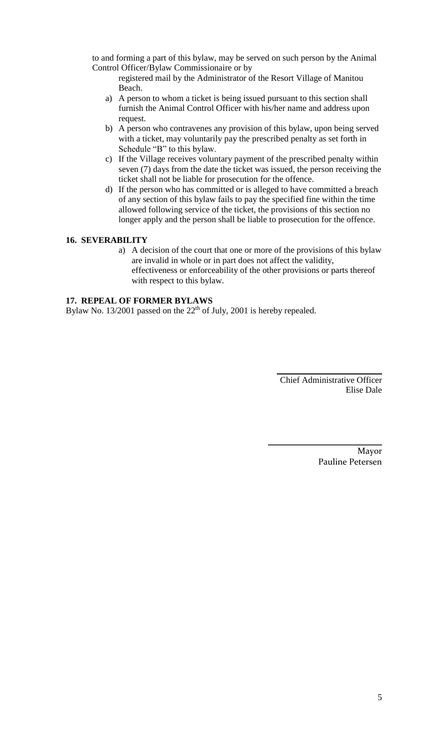to and forming a part of this bylaw, may be served on such person by the Animal Control Officer/Bylaw Commissionaire or by registered mail by the Administrator of the Resort Village of Manitou Beach.

a) A person to whom a ticket is being issued pursuant to this section shall furnish the Animal Control Officer with his/her name and address upon request.
b) A person who contravenes any provision of this bylaw, upon being served with a ticket, may voluntarily pay the prescribed penalty as set forth in Schedule "B" to this bylaw.
c) If the Village receives voluntary payment of the prescribed penalty within seven (7) days from the date the ticket was issued, the person receiving the ticket shall not be liable for prosecution for the offence.
d) If the person who has committed or is alleged to have committed a breach of any section of this bylaw fails to pay the specified fine within the time allowed following service of the ticket, the provisions of this section no longer apply and the person shall be liable to prosecution for the offence.

**16. SEVERABILITY**

a) A decision of the court that one or more of the provisions of this bylaw are invalid in whole or in part does not affect the validity, effectiveness or enforceability of the other provisions or parts thereof with respect to this bylaw.

**17. REPEAL OF FORMER BYLAWS**

Bylaw No. 13/2001 passed on the 22nd of July, 2001 is hereby repealed.

Chief Administrative Officer
Elise Dale

Mayor
Pauline Petersen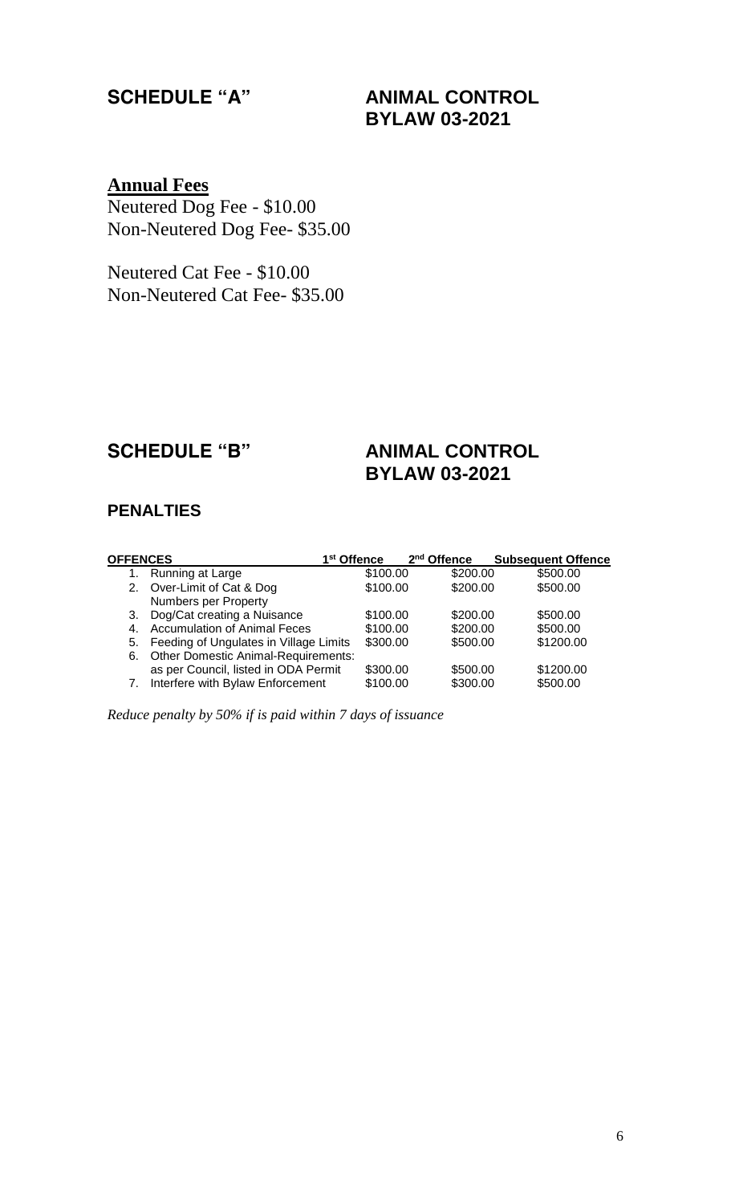## SCHEDULE "A" ANIMAL CONTROL BYLAW 03-2021

**Annual Fees**

Neutered Dog Fee - $10.00
Non-Neutered Dog Fee- $35.00

Neutered Cat Fee - $10.00
Non-Neutered Cat Fee- $35.00

## SCHEDULE "B" ANIMAL CONTROL BYLAW 03-2021

### PENALTIES

| OFFENCES | 1st Offence | 2nd Offence | Subsequent Offence |
|---|---|---|---|
| 1. Running at Large | $100.00 | $200.00 | $500.00 |
| 2. Over-Limit of Cat & Dog Numbers per Property | $100.00 | $200.00 | $500.00 |
| 3. Dog/Cat creating a Nuisance | $100.00 | $200.00 | $500.00 |
| 4. Accumulation of Animal Feces | $100.00 | $200.00 | $500.00 |
| 5. Feeding of Ungulates in Village Limits | $300.00 | $500.00 | $1200.00 |
| 6. Other Domestic Animal-Requirements: as per Council, listed in ODA Permit | $300.00 | $500.00 | $1200.00 |
| 7. Interfere with Bylaw Enforcement | $100.00 | $300.00 | $500.00 |

*Reduce penalty by 50% if is paid within 7 days of issuance*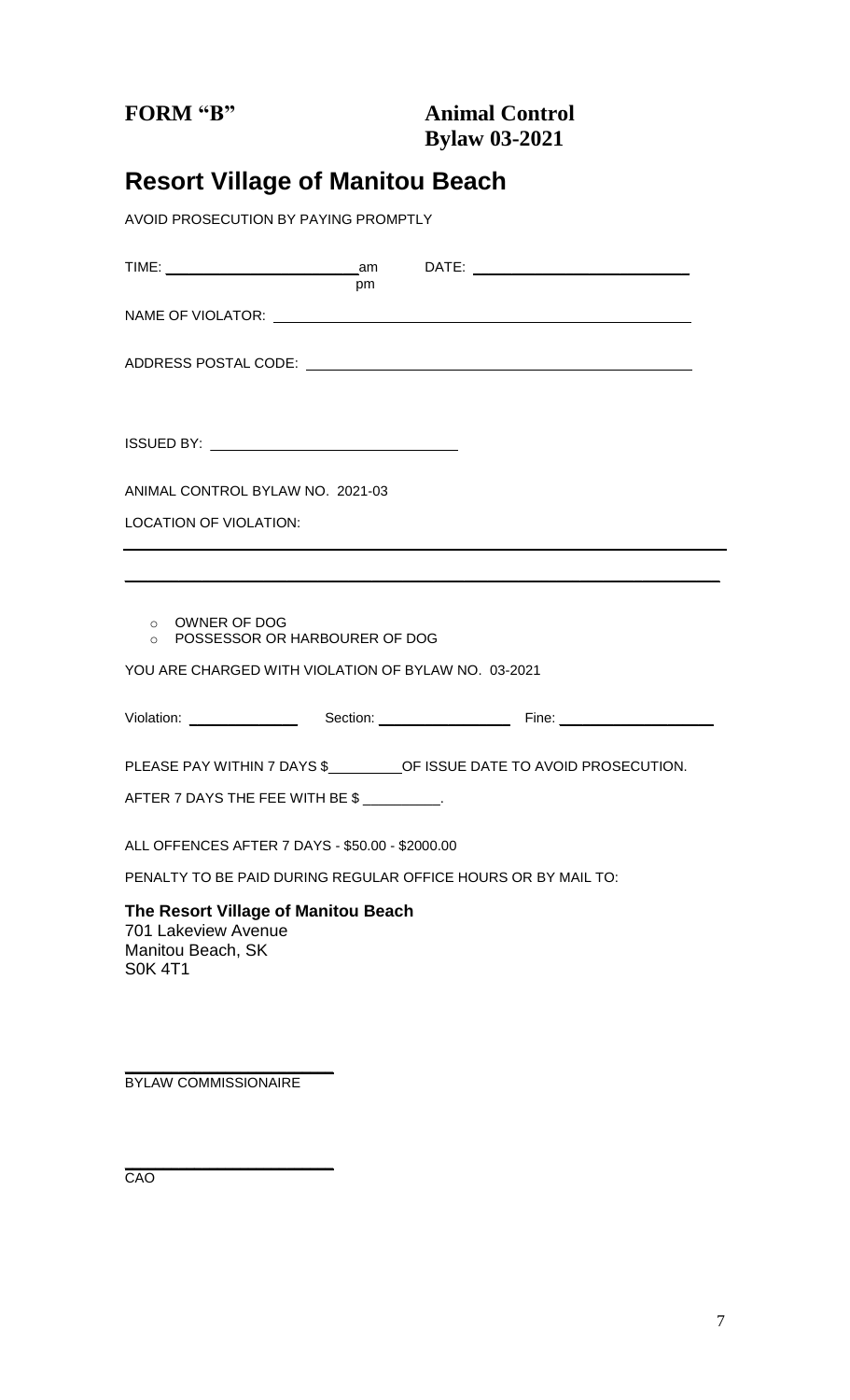**FORM "B"** **Animal Control Bylaw 03-2021**

# Resort Village of Manitou Beach

AVOID PROSECUTION BY PAYING PROMPTLY

TIME: ______________________ am / pm DATE: ___________________________

NAME OF VIOLATOR: ___________________________________________________

ADDRESS POSTAL CODE: ________________________________________________

ISSUED BY: ______________________________

ANIMAL CONTROL BYLAW NO. 2021-03

LOCATION OF VIOLATION:

___________________________________________________________________

___________________________________________________________________

- ○ OWNER OF DOG
- ○ POSSESSOR OR HARBOURER OF DOG

YOU ARE CHARGED WITH VIOLATION OF BYLAW NO. 03-2021

Violation: ______________ Section: ________________ Fine: ___________________

PLEASE PAY WITHIN 7 DAYS $_________OF ISSUE DATE TO AVOID PROSECUTION.

AFTER 7 DAYS THE FEE WITH BE $ _________.

ALL OFFENCES AFTER 7 DAYS - $50.00 - $2000.00

PENALTY TO BE PAID DURING REGULAR OFFICE HOURS OR BY MAIL TO:

**The Resort Village of Manitou Beach**
701 Lakeview Avenue
Manitou Beach, SK
S0K 4T1

_______________________
BYLAW COMMISSIONAIRE

_______________________
CAO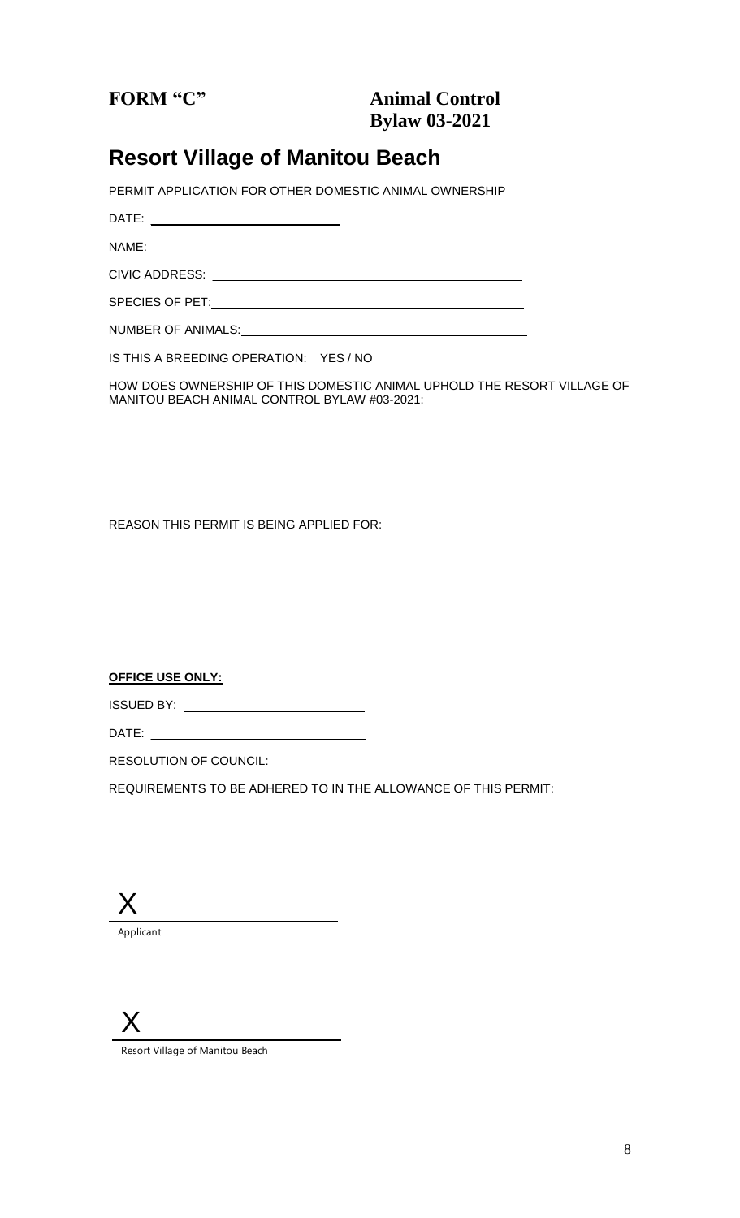**FORM "C"** **Animal Control Bylaw 03-2021**

# Resort Village of Manitou Beach

PERMIT APPLICATION FOR OTHER DOMESTIC ANIMAL OWNERSHIP

DATE: \_\_\_\_\_\_\_\_\_\_\_\_\_\_\_\_\_\_\_\_\_\_\_\_

NAME: \_\_\_\_\_\_\_\_\_\_\_\_\_\_\_\_\_\_\_\_\_\_\_\_\_\_\_\_\_\_\_\_\_\_\_\_\_\_\_\_\_\_\_\_\_\_

CIVIC ADDRESS: \_\_\_\_\_\_\_\_\_\_\_\_\_\_\_\_\_\_\_\_\_\_\_\_\_\_\_\_\_\_\_\_\_\_\_\_\_\_\_\_

SPECIES OF PET: \_\_\_\_\_\_\_\_\_\_\_\_\_\_\_\_\_\_\_\_\_\_\_\_\_\_\_\_\_\_\_\_\_\_\_\_\_\_\_\_

NUMBER OF ANIMALS: \_\_\_\_\_\_\_\_\_\_\_\_\_\_\_\_\_\_\_\_\_\_\_\_\_\_\_\_\_\_\_\_\_\_\_\_

IS THIS A BREEDING OPERATION: YES / NO

HOW DOES OWNERSHIP OF THIS DOMESTIC ANIMAL UPHOLD THE RESORT VILLAGE OF MANITOU BEACH ANIMAL CONTROL BYLAW #03-2021:

REASON THIS PERMIT IS BEING APPLIED FOR:

**OFFICE USE ONLY:**

ISSUED BY: \_\_\_\_\_\_\_\_\_\_\_\_\_\_\_\_\_\_\_\_\_\_\_\_

DATE: \_\_\_\_\_\_\_\_\_\_\_\_\_\_\_\_\_\_\_\_\_\_\_\_\_\_\_\_

RESOLUTION OF COUNCIL: \_\_\_\_\_\_\_\_\_\_\_\_

REQUIREMENTS TO BE ADHERED TO IN THE ALLOWANCE OF THIS PERMIT:

X \_\_\_\_\_\_\_\_\_\_\_\_\_\_\_\_\_\_\_\_\_\_\_\_

Applicant

X \_\_\_\_\_\_\_\_\_\_\_\_\_\_\_\_\_\_\_\_\_\_\_\_

Resort Village of Manitou Beach